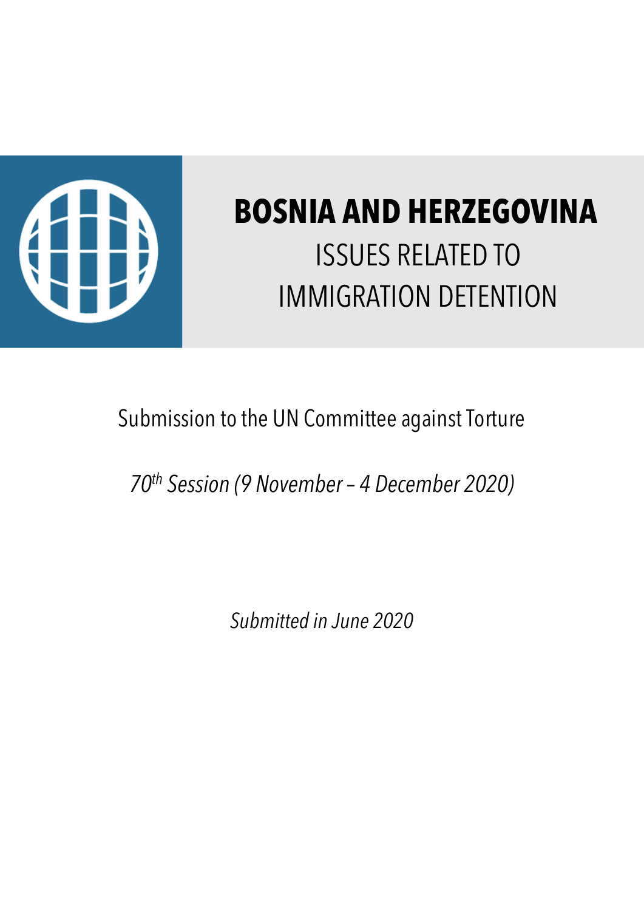# BOSNIA AND HERZEGOVINA

## ISSUES RELATED TO IMMIGRATION DETENTION

Submission to the UN Committee against Torture

*70th Session (9 November – 4 December 2020)*

*Submitted in June 2020*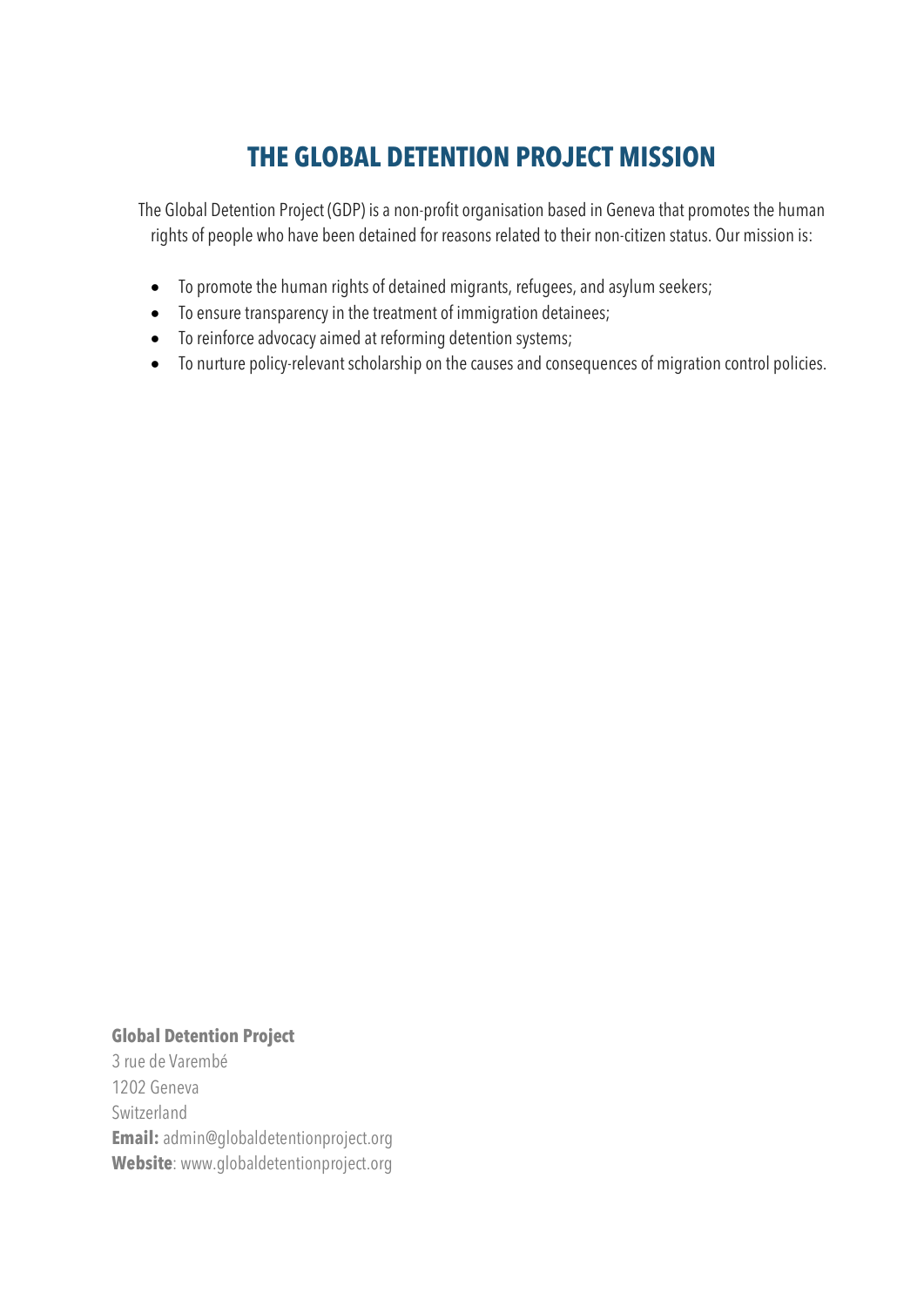# THE GLOBAL DETENTION PROJECT MISSION

The Global Detention Project (GDP) is a non-profit organisation based in Geneva that promotes the human rights of people who have been detained for reasons related to their non-citizen status. Our mission is:

- To promote the human rights of detained migrants, refugees, and asylum seekers;
- To ensure transparency in the treatment of immigration detainees;
- To reinforce advocacy aimed at reforming detention systems;
- To nurture policy-relevant scholarship on the causes and consequences of migration control policies.

**Global Detention Project**
3 rue de Varembé
1202 Geneva
Switzerland
**Email:** admin@globaldetentionproject.org
**Website**: www.globaldetentionproject.org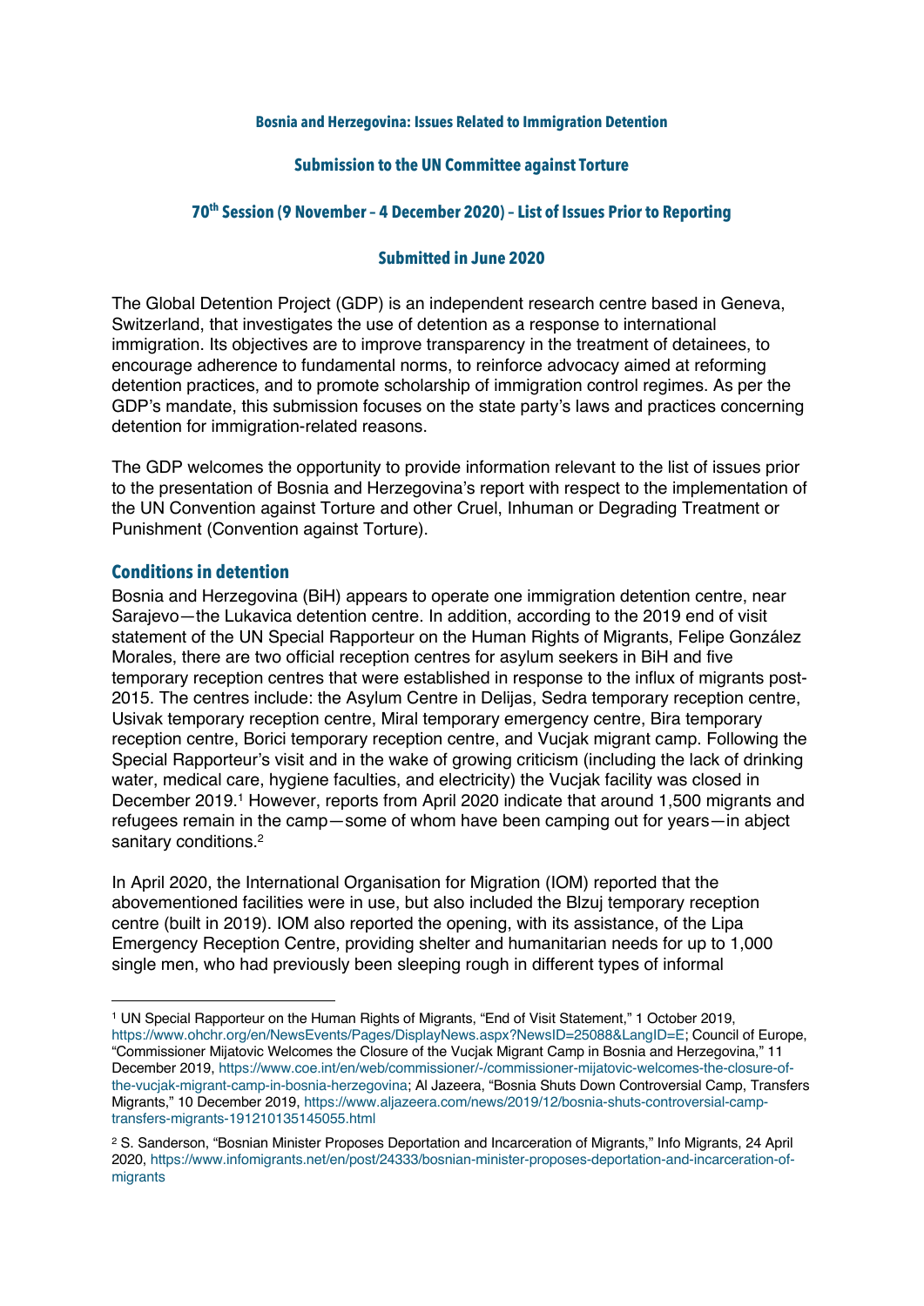**Bosnia and Herzegovina: Issues Related to Immigration Detention**

**Submission to the UN Committee against Torture**

**70th Session (9 November – 4 December 2020) – List of Issues Prior to Reporting**

**Submitted in June 2020**

The Global Detention Project (GDP) is an independent research centre based in Geneva, Switzerland, that investigates the use of detention as a response to international immigration. Its objectives are to improve transparency in the treatment of detainees, to encourage adherence to fundamental norms, to reinforce advocacy aimed at reforming detention practices, and to promote scholarship of immigration control regimes. As per the GDP's mandate, this submission focuses on the state party's laws and practices concerning detention for immigration-related reasons.

The GDP welcomes the opportunity to provide information relevant to the list of issues prior to the presentation of Bosnia and Herzegovina's report with respect to the implementation of the UN Convention against Torture and other Cruel, Inhuman or Degrading Treatment or Punishment (Convention against Torture).

## Conditions in detention

Bosnia and Herzegovina (BiH) appears to operate one immigration detention centre, near Sarajevo—the Lukavica detention centre. In addition, according to the 2019 end of visit statement of the UN Special Rapporteur on the Human Rights of Migrants, Felipe González Morales, there are two official reception centres for asylum seekers in BiH and five temporary reception centres that were established in response to the influx of migrants post-2015. The centres include: the Asylum Centre in Delijas, Sedra temporary reception centre, Usivak temporary reception centre, Miral temporary emergency centre, Bira temporary reception centre, Borici temporary reception centre, and Vucjak migrant camp. Following the Special Rapporteur's visit and in the wake of growing criticism (including the lack of drinking water, medical care, hygiene faculties, and electricity) the Vucjak facility was closed in December 2019.[1] However, reports from April 2020 indicate that around 1,500 migrants and refugees remain in the camp—some of whom have been camping out for years—in abject sanitary conditions.[2]

In April 2020, the International Organisation for Migration (IOM) reported that the abovementioned facilities were in use, but also included the Blzuj temporary reception centre (built in 2019). IOM also reported the opening, with its assistance, of the Lipa Emergency Reception Centre, providing shelter and humanitarian needs for up to 1,000 single men, who had previously been sleeping rough in different types of informal

---

[1] UN Special Rapporteur on the Human Rights of Migrants, "End of Visit Statement," 1 October 2019, https://www.ohchr.org/en/NewsEvents/Pages/DisplayNews.aspx?NewsID=25088&LangID=E; Council of Europe, "Commissioner Mijatovic Welcomes the Closure of the Vucjak Migrant Camp in Bosnia and Herzegovina," 11 December 2019, https://www.coe.int/en/web/commissioner/-/commissioner-mijatovic-welcomes-the-closure-of-the-vucjak-migrant-camp-in-bosnia-herzegovina; Al Jazeera, "Bosnia Shuts Down Controversial Camp, Transfers Migrants," 10 December 2019, https://www.aljazeera.com/news/2019/12/bosnia-shuts-controversial-camp-transfers-migrants-191210135145055.html

[2] S. Sanderson, "Bosnian Minister Proposes Deportation and Incarceration of Migrants," Info Migrants, 24 April 2020, https://www.infomigrants.net/en/post/24333/bosnian-minister-proposes-deportation-and-incarceration-of-migrants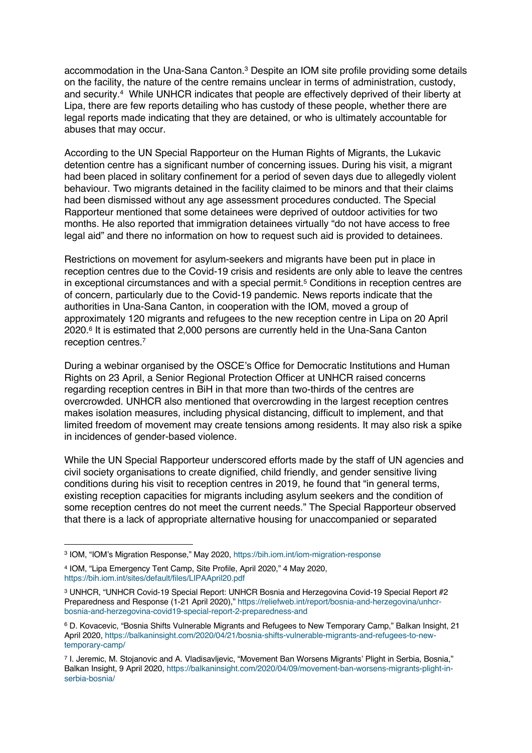accommodation in the Una-Sana Canton.[3] Despite an IOM site profile providing some details on the facility, the nature of the centre remains unclear in terms of administration, custody, and security.[4] While UNHCR indicates that people are effectively deprived of their liberty at Lipa, there are few reports detailing who has custody of these people, whether there are legal reports made indicating that they are detained, or who is ultimately accountable for abuses that may occur.

According to the UN Special Rapporteur on the Human Rights of Migrants, the Lukavic detention centre has a significant number of concerning issues. During his visit, a migrant had been placed in solitary confinement for a period of seven days due to allegedly violent behaviour. Two migrants detained in the facility claimed to be minors and that their claims had been dismissed without any age assessment procedures conducted. The Special Rapporteur mentioned that some detainees were deprived of outdoor activities for two months. He also reported that immigration detainees virtually "do not have access to free legal aid" and there no information on how to request such aid is provided to detainees.

Restrictions on movement for asylum-seekers and migrants have been put in place in reception centres due to the Covid-19 crisis and residents are only able to leave the centres in exceptional circumstances and with a special permit.[5] Conditions in reception centres are of concern, particularly due to the Covid-19 pandemic. News reports indicate that the authorities in Una-Sana Canton, in cooperation with the IOM, moved a group of approximately 120 migrants and refugees to the new reception centre in Lipa on 20 April 2020.[6] It is estimated that 2,000 persons are currently held in the Una-Sana Canton reception centres.[7]

During a webinar organised by the OSCE's Office for Democratic Institutions and Human Rights on 23 April, a Senior Regional Protection Officer at UNHCR raised concerns regarding reception centres in BiH in that more than two-thirds of the centres are overcrowded. UNHCR also mentioned that overcrowding in the largest reception centres makes isolation measures, including physical distancing, difficult to implement, and that limited freedom of movement may create tensions among residents. It may also risk a spike in incidences of gender-based violence.

While the UN Special Rapporteur underscored efforts made by the staff of UN agencies and civil society organisations to create dignified, child friendly, and gender sensitive living conditions during his visit to reception centres in 2019, he found that "in general terms, existing reception capacities for migrants including asylum seekers and the condition of some reception centres do not meet the current needs." The Special Rapporteur observed that there is a lack of appropriate alternative housing for unaccompanied or separated

---

[3] IOM, "IOM's Migration Response," May 2020, https://bih.iom.int/iom-migration-response

[4] IOM, "Lipa Emergency Tent Camp, Site Profile, April 2020," 4 May 2020, https://bih.iom.int/sites/default/files/LIPAApril20.pdf

[3] UNHCR, "UNHCR Covid-19 Special Report: UNHCR Bosnia and Herzegovina Covid-19 Special Report #2 Preparedness and Response (1-21 April 2020)," https://reliefweb.int/report/bosnia-and-herzegovina/unhcr-bosnia-and-herzegovina-covid19-special-report-2-preparedness-and

[6] D. Kovacevic, "Bosnia Shifts Vulnerable Migrants and Refugees to New Temporary Camp," Balkan Insight, 21 April 2020, https://balkaninsight.com/2020/04/21/bosnia-shifts-vulnerable-migrants-and-refugees-to-new-temporary-camp/

[7] I. Jeremic, M. Stojanovic and A. Vladisavljevic, "Movement Ban Worsens Migrants' Plight in Serbia, Bosnia," Balkan Insight, 9 April 2020, https://balkaninsight.com/2020/04/09/movement-ban-worsens-migrants-plight-in-serbia-bosnia/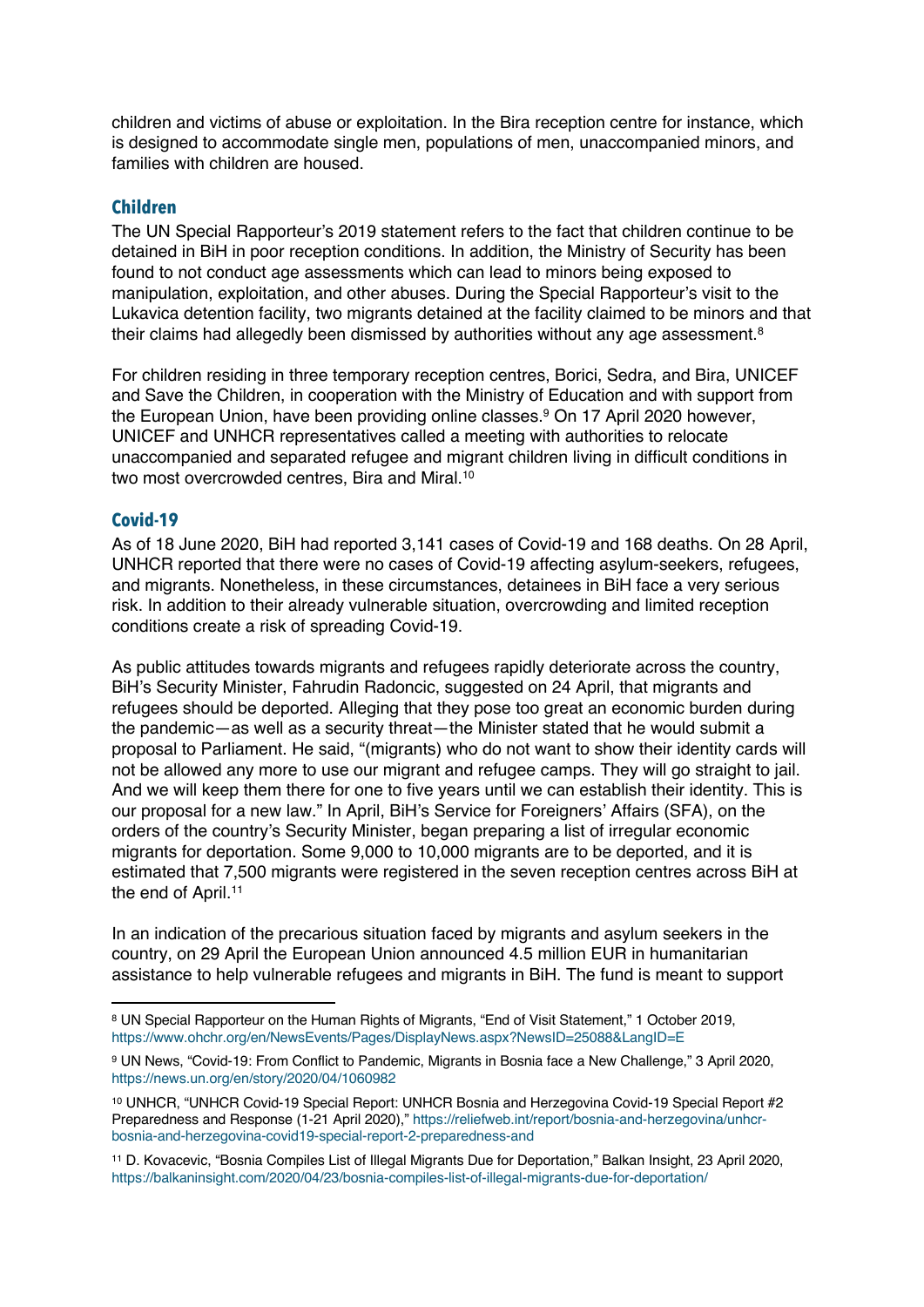children and victims of abuse or exploitation. In the Bira reception centre for instance, which is designed to accommodate single men, populations of men, unaccompanied minors, and families with children are housed.

## Children

The UN Special Rapporteur's 2019 statement refers to the fact that children continue to be detained in BiH in poor reception conditions. In addition, the Ministry of Security has been found to not conduct age assessments which can lead to minors being exposed to manipulation, exploitation, and other abuses. During the Special Rapporteur's visit to the Lukavica detention facility, two migrants detained at the facility claimed to be minors and that their claims had allegedly been dismissed by authorities without any age assessment.[8]

For children residing in three temporary reception centres, Borici, Sedra, and Bira, UNICEF and Save the Children, in cooperation with the Ministry of Education and with support from the European Union, have been providing online classes.[9] On 17 April 2020 however, UNICEF and UNHCR representatives called a meeting with authorities to relocate unaccompanied and separated refugee and migrant children living in difficult conditions in two most overcrowded centres, Bira and Miral.[10]

## Covid-19

As of 18 June 2020, BiH had reported 3,141 cases of Covid-19 and 168 deaths. On 28 April, UNHCR reported that there were no cases of Covid-19 affecting asylum-seekers, refugees, and migrants. Nonetheless, in these circumstances, detainees in BiH face a very serious risk. In addition to their already vulnerable situation, overcrowding and limited reception conditions create a risk of spreading Covid-19.

As public attitudes towards migrants and refugees rapidly deteriorate across the country, BiH's Security Minister, Fahrudin Radoncic, suggested on 24 April, that migrants and refugees should be deported. Alleging that they pose too great an economic burden during the pandemic—as well as a security threat—the Minister stated that he would submit a proposal to Parliament. He said, "(migrants) who do not want to show their identity cards will not be allowed any more to use our migrant and refugee camps. They will go straight to jail. And we will keep them there for one to five years until we can establish their identity. This is our proposal for a new law." In April, BiH's Service for Foreigners' Affairs (SFA), on the orders of the country's Security Minister, began preparing a list of irregular economic migrants for deportation. Some 9,000 to 10,000 migrants are to be deported, and it is estimated that 7,500 migrants were registered in the seven reception centres across BiH at the end of April.[11]

In an indication of the precarious situation faced by migrants and asylum seekers in the country, on 29 April the European Union announced 4.5 million EUR in humanitarian assistance to help vulnerable refugees and migrants in BiH. The fund is meant to support

---

[8] UN Special Rapporteur on the Human Rights of Migrants, "End of Visit Statement," 1 October 2019, https://www.ohchr.org/en/NewsEvents/Pages/DisplayNews.aspx?NewsID=25088&LangID=E

[9] UN News, "Covid-19: From Conflict to Pandemic, Migrants in Bosnia face a New Challenge," 3 April 2020, https://news.un.org/en/story/2020/04/1060982

[10] UNHCR, "UNHCR Covid-19 Special Report: UNHCR Bosnia and Herzegovina Covid-19 Special Report #2 Preparedness and Response (1-21 April 2020)," https://reliefweb.int/report/bosnia-and-herzegovina/unhcr-bosnia-and-herzegovina-covid19-special-report-2-preparedness-and

[11] D. Kovacevic, "Bosnia Compiles List of Illegal Migrants Due for Deportation," Balkan Insight, 23 April 2020, https://balkaninsight.com/2020/04/23/bosnia-compiles-list-of-illegal-migrants-due-for-deportation/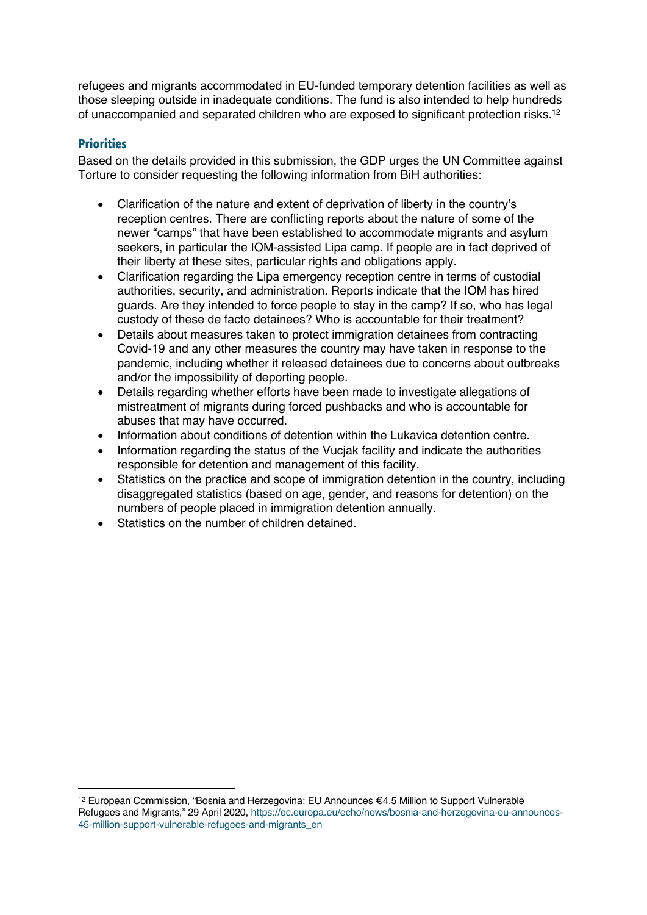refugees and migrants accommodated in EU-funded temporary detention facilities as well as those sleeping outside in inadequate conditions. The fund is also intended to help hundreds of unaccompanied and separated children who are exposed to significant protection risks.[12]

## Priorities

Based on the details provided in this submission, the GDP urges the UN Committee against Torture to consider requesting the following information from BiH authorities:

- Clarification of the nature and extent of deprivation of liberty in the country's reception centres. There are conflicting reports about the nature of some of the newer "camps" that have been established to accommodate migrants and asylum seekers, in particular the IOM-assisted Lipa camp. If people are in fact deprived of their liberty at these sites, particular rights and obligations apply.
- Clarification regarding the Lipa emergency reception centre in terms of custodial authorities, security, and administration. Reports indicate that the IOM has hired guards. Are they intended to force people to stay in the camp? If so, who has legal custody of these de facto detainees? Who is accountable for their treatment?
- Details about measures taken to protect immigration detainees from contracting Covid-19 and any other measures the country may have taken in response to the pandemic, including whether it released detainees due to concerns about outbreaks and/or the impossibility of deporting people.
- Details regarding whether efforts have been made to investigate allegations of mistreatment of migrants during forced pushbacks and who is accountable for abuses that may have occurred.
- Information about conditions of detention within the Lukavica detention centre.
- Information regarding the status of the Vucjak facility and indicate the authorities responsible for detention and management of this facility.
- Statistics on the practice and scope of immigration detention in the country, including disaggregated statistics (based on age, gender, and reasons for detention) on the numbers of people placed in immigration detention annually.
- Statistics on the number of children detained.

---

[12] European Commission, "Bosnia and Herzegovina: EU Announces €4.5 Million to Support Vulnerable Refugees and Migrants," 29 April 2020, https://ec.europa.eu/echo/news/bosnia-and-herzegovina-eu-announces-45-million-support-vulnerable-refugees-and-migrants_en